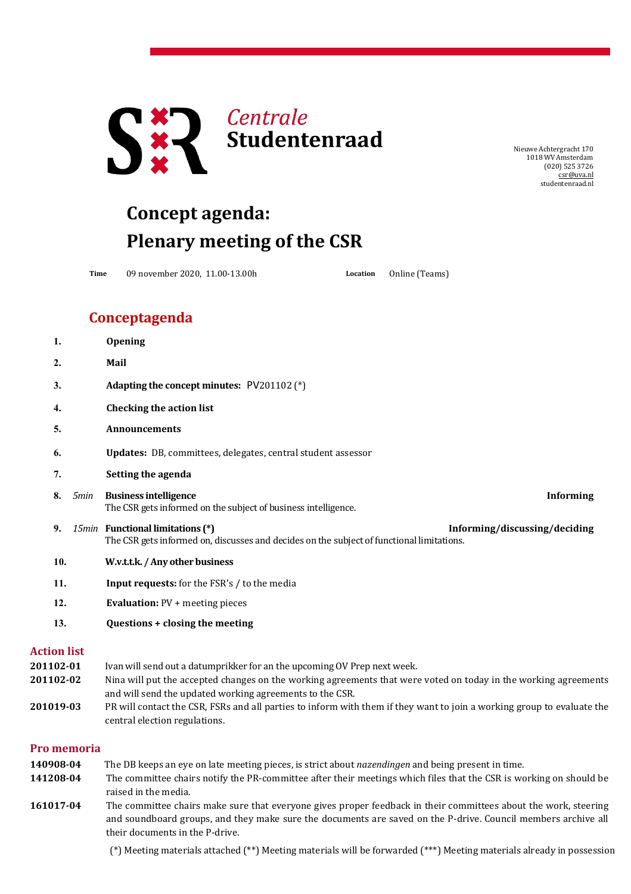**Centrale Studentenraad**

Nieuwe Achtergracht 170
1018 WV Amsterdam
(020) 525 3726
csr@uva.nl
studentenraad.nl

# Concept agenda: Plenary meeting of the CSR

**Time** 09 november 2020, 11.00-13.00h **Location** Online (Teams)

## Conceptagenda

1. **Opening**
2. **Mail**
3. **Adapting the concept minutes:** PV201102 (*)
4. **Checking the action list**
5. **Announcements**
6. **Updates:** DB, committees, delegates, central student assessor
7. **Setting the agenda**
8. *5min* **Business intelligence** — **Informing**
   The CSR gets informed on the subject of business intelligence.
9. *15min* **Functional limitations (*)** — **Informing/discussing/deciding**
   The CSR gets informed on, discusses and decides on the subject of functional limitations.
10. **W.v.t.t.k. / Any other business**
11. **Input requests:** for the FSR's / to the media
12. **Evaluation:** PV + meeting pieces
13. **Questions + closing the meeting**

## Action list

| | |
|---|---|
| **201102-01** | Ivan will send out a datumprikker for an the upcoming OV Prep next week. |
| **201102-02** | Nina will put the accepted changes on the working agreements that were voted on today in the working agreements and will send the updated working agreements to the CSR. |
| **201019-03** | PR will contact the CSR, FSRs and all parties to inform with them if they want to join a working group to evaluate the central election regulations. |

## Pro memoria

| | |
|---|---|
| **140908-04** | The DB keeps an eye on late meeting pieces, is strict about *nazendingen* and being present in time. |
| **141208-04** | The committee chairs notify the PR-committee after their meetings which files that the CSR is working on should be raised in the media. |
| **161017-04** | The committee chairs make sure that everyone gives proper feedback in their committees about the work, steering and soundboard groups, and they make sure the documents are saved on the P-drive. Council members archive all their documents in the P-drive. |

(*) Meeting materials attached (**) Meeting materials will be forwarded (***) Meeting materials already in possession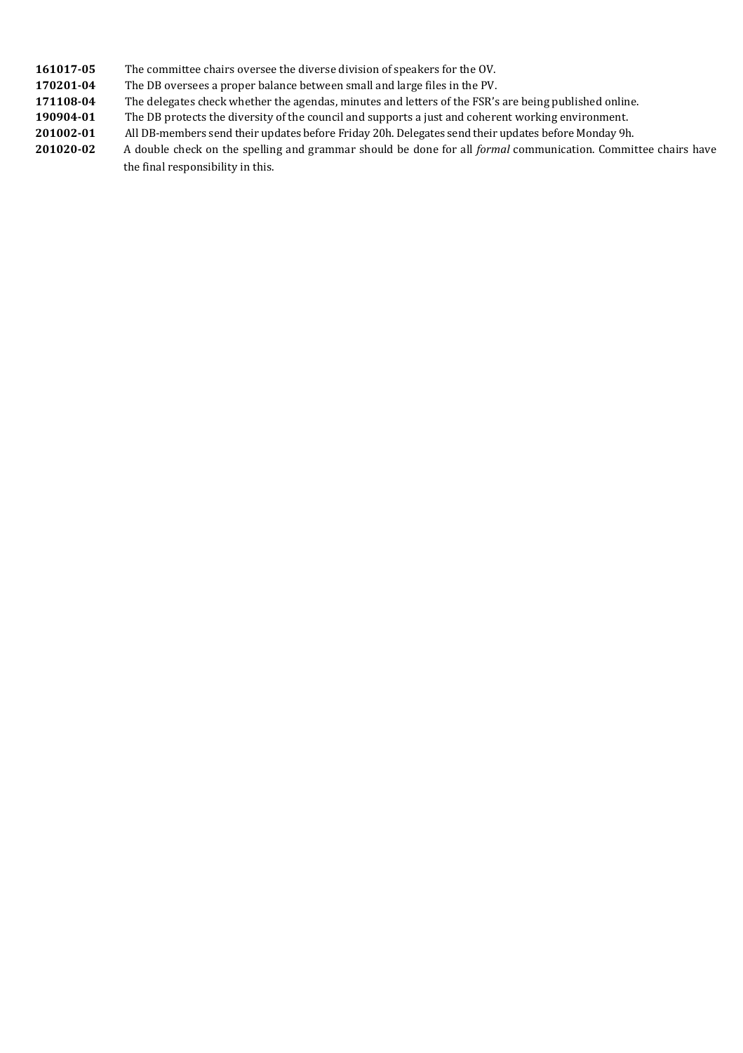**161017-05** The committee chairs oversee the diverse division of speakers for the OV.

**170201-04** The DB oversees a proper balance between small and large files in the PV.

**171108-04** The delegates check whether the agendas, minutes and letters of the FSR's are being published online.

**190904-01** The DB protects the diversity of the council and supports a just and coherent working environment.

**201002-01** All DB-members send their updates before Friday 20h. Delegates send their updates before Monday 9h.

**201020-02** A double check on the spelling and grammar should be done for all *formal* communication. Committee chairs have the final responsibility in this.